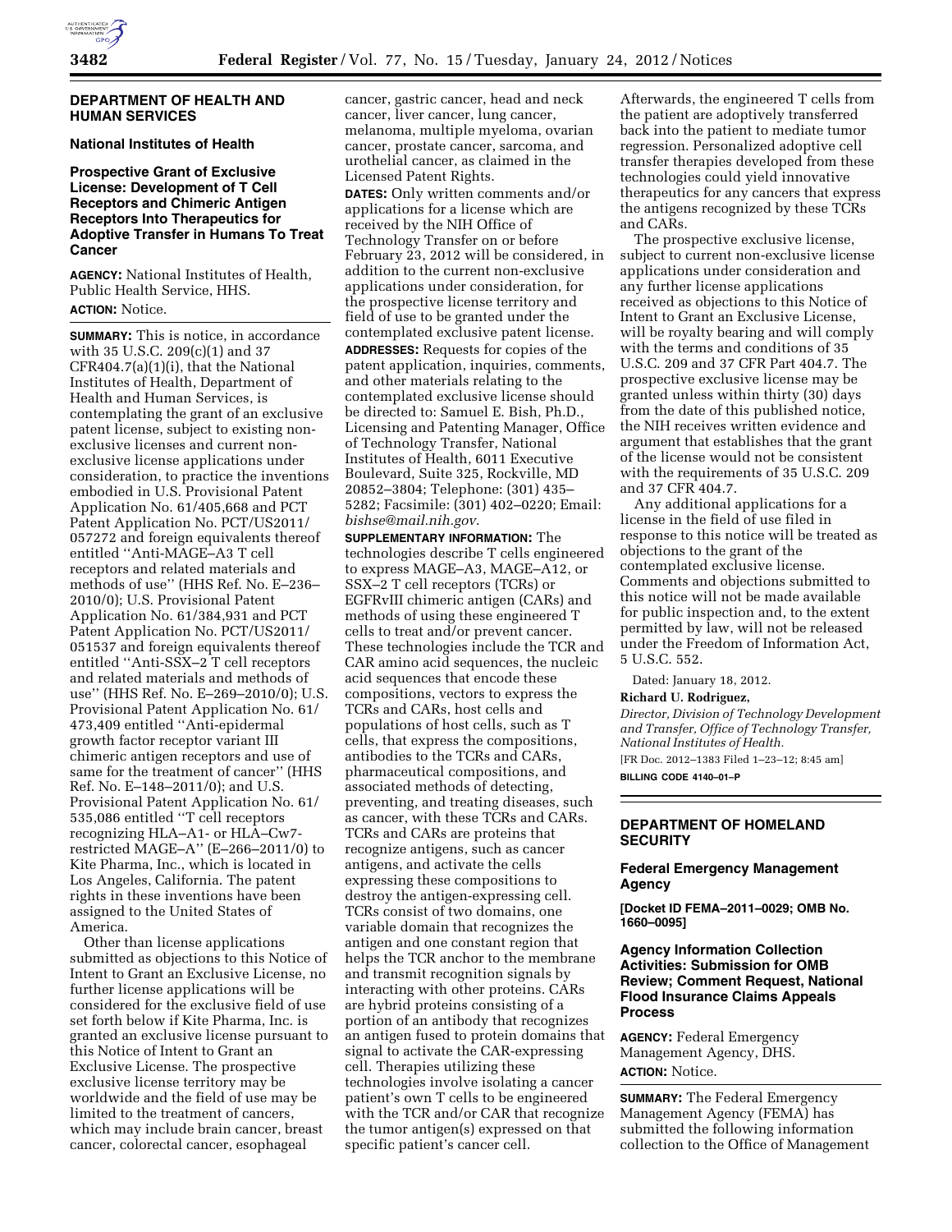## DEPARTMENT OF HEALTH AND HUMAN SERVICES

### National Institutes of Health

### Prospective Grant of Exclusive License: Development of T Cell Receptors and Chimeric Antigen Receptors Into Therapeutics for Adoptive Transfer in Humans To Treat Cancer

**AGENCY:** National Institutes of Health, Public Health Service, HHS.

**ACTION:** Notice.

**SUMMARY:** This is notice, in accordance with 35 U.S.C. 209(c)(1) and 37 CFR404.7(a)(1)(i), that the National Institutes of Health, Department of Health and Human Services, is contemplating the grant of an exclusive patent license, subject to existing non-exclusive licenses and current non-exclusive license applications under consideration, to practice the inventions embodied in U.S. Provisional Patent Application No. 61/405,668 and PCT Patent Application No. PCT/US2011/057272 and foreign equivalents thereof entitled ''Anti-MAGE–A3 T cell receptors and related materials and methods of use'' (HHS Ref. No. E–236–2010/0); U.S. Provisional Patent Application No. 61/384,931 and PCT Patent Application No. PCT/US2011/051537 and foreign equivalents thereof entitled ''Anti-SSX–2 T cell receptors and related materials and methods of use'' (HHS Ref. No. E–269–2010/0); U.S. Provisional Patent Application No. 61/473,409 entitled ''Anti-epidermal growth factor receptor variant III chimeric antigen receptors and use of same for the treatment of cancer'' (HHS Ref. No. E–148–2011/0); and U.S. Provisional Patent Application No. 61/535,086 entitled ''T cell receptors recognizing HLA–A1- or HLA–Cw7-restricted MAGE–A'' (E–266–2011/0) to Kite Pharma, Inc., which is located in Los Angeles, California. The patent rights in these inventions have been assigned to the United States of America.

Other than license applications submitted as objections to this Notice of Intent to Grant an Exclusive License, no further license applications will be considered for the exclusive field of use set forth below if Kite Pharma, Inc. is granted an exclusive license pursuant to this Notice of Intent to Grant an Exclusive License. The prospective exclusive license territory may be worldwide and the field of use may be limited to the treatment of cancers, which may include brain cancer, breast cancer, colorectal cancer, esophageal cancer, gastric cancer, head and neck cancer, liver cancer, lung cancer, melanoma, multiple myeloma, ovarian cancer, prostate cancer, sarcoma, and urothelial cancer, as claimed in the Licensed Patent Rights.

**DATES:** Only written comments and/or applications for a license which are received by the NIH Office of Technology Transfer on or before February 23, 2012 will be considered, in addition to the current non-exclusive applications under consideration, for the prospective license territory and field of use to be granted under the contemplated exclusive patent license.

**ADDRESSES:** Requests for copies of the patent application, inquiries, comments, and other materials relating to the contemplated exclusive license should be directed to: Samuel E. Bish, Ph.D., Licensing and Patenting Manager, Office of Technology Transfer, National Institutes of Health, 6011 Executive Boulevard, Suite 325, Rockville, MD 20852–3804; Telephone: (301) 435–5282; Facsimile: (301) 402–0220; Email: *bishse@mail.nih.gov*.

**SUPPLEMENTARY INFORMATION:** The technologies describe T cells engineered to express MAGE–A3, MAGE–A12, or SSX–2 T cell receptors (TCRs) or EGFRvIII chimeric antigen (CARs) and methods of using these engineered T cells to treat and/or prevent cancer. These technologies include the TCR and CAR amino acid sequences, the nucleic acid sequences that encode these compositions, vectors to express the TCRs and CARs, host cells and populations of host cells, such as T cells, that express the compositions, antibodies to the TCRs and CARs, pharmaceutical compositions, and associated methods of detecting, preventing, and treating diseases, such as cancer, with these TCRs and CARs. TCRs and CARs are proteins that recognize antigens, such as cancer antigens, and activate the cells expressing these compositions to destroy the antigen-expressing cell. TCRs consist of two domains, one variable domain that recognizes the antigen and one constant region that helps the TCR anchor to the membrane and transmit recognition signals by interacting with other proteins. CARs are hybrid proteins consisting of a portion of an antibody that recognizes an antigen fused to protein domains that signal to activate the CAR-expressing cell. Therapies utilizing these technologies involve isolating a cancer patient's own T cells to be engineered with the TCR and/or CAR that recognize the tumor antigen(s) expressed on that specific patient's cancer cell. Afterwards, the engineered T cells from the patient are adoptively transferred back into the patient to mediate tumor regression. Personalized adoptive cell transfer therapies developed from these technologies could yield innovative therapeutics for any cancers that express the antigens recognized by these TCRs and CARs.

The prospective exclusive license, subject to current non-exclusive license applications under consideration and any further license applications received as objections to this Notice of Intent to Grant an Exclusive License, will be royalty bearing and will comply with the terms and conditions of 35 U.S.C. 209 and 37 CFR Part 404.7. The prospective exclusive license may be granted unless within thirty (30) days from the date of this published notice, the NIH receives written evidence and argument that establishes that the grant of the license would not be consistent with the requirements of 35 U.S.C. 209 and 37 CFR 404.7.

Any additional applications for a license in the field of use filed in response to this notice will be treated as objections to the grant of the contemplated exclusive license. Comments and objections submitted to this notice will not be made available for public inspection and, to the extent permitted by law, will not be released under the Freedom of Information Act, 5 U.S.C. 552.

Dated: January 18, 2012.

**Richard U. Rodriguez,**

*Director, Division of Technology Development and Transfer, Office of Technology Transfer, National Institutes of Health.*

[FR Doc. 2012–1383 Filed 1–23–12; 8:45 am]

**BILLING CODE 4140–01–P**

## DEPARTMENT OF HOMELAND SECURITY

### Federal Emergency Management Agency

**[Docket ID FEMA–2011–0029; OMB No. 1660–0095]**

### Agency Information Collection Activities: Submission for OMB Review; Comment Request, National Flood Insurance Claims Appeals Process

**AGENCY:** Federal Emergency Management Agency, DHS.

**ACTION:** Notice.

**SUMMARY:** The Federal Emergency Management Agency (FEMA) has submitted the following information collection to the Office of Management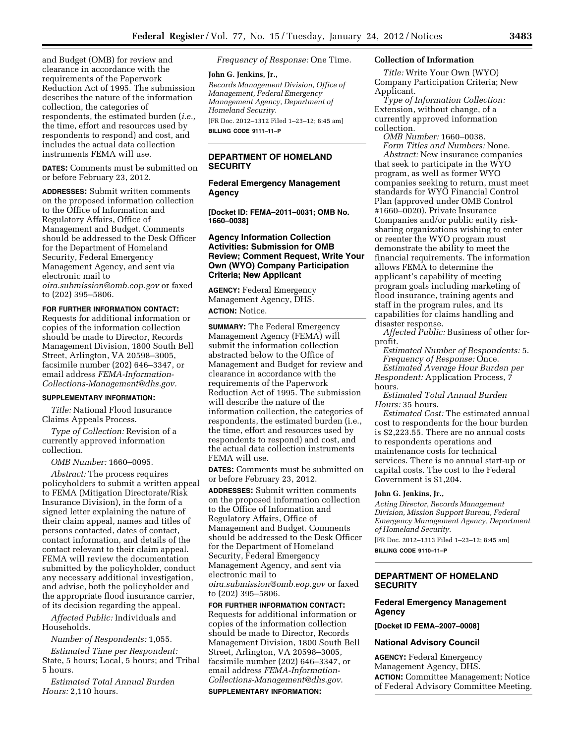and Budget (OMB) for review and clearance in accordance with the requirements of the Paperwork Reduction Act of 1995. The submission describes the nature of the information collection, the categories of respondents, the estimated burden (*i.e.,* the time, effort and resources used by respondents to respond) and cost, and includes the actual data collection instruments FEMA will use.

**DATES:** Comments must be submitted on or before February 23, 2012.

**ADDRESSES:** Submit written comments on the proposed information collection to the Office of Information and Regulatory Affairs, Office of Management and Budget. Comments should be addressed to the Desk Officer for the Department of Homeland Security, Federal Emergency Management Agency, and sent via electronic mail to *oira.submission@omb.eop.gov* or faxed to (202) 395–5806.

**FOR FURTHER INFORMATION CONTACT:** Requests for additional information or copies of the information collection should be made to Director, Records Management Division, 1800 South Bell Street, Arlington, VA 20598–3005, facsimile number (202) 646–3347, or email address *FEMA-Information-Collections-Management@dhs.gov.*

**SUPPLEMENTARY INFORMATION:**

*Title:* National Flood Insurance Claims Appeals Process.

*Type of Collection:* Revision of a currently approved information collection.

*OMB Number:* 1660–0095.

*Abstract:* The process requires policyholders to submit a written appeal to FEMA (Mitigation Directorate/Risk Insurance Division), in the form of a signed letter explaining the nature of their claim appeal, names and titles of persons contacted, dates of contact, contact information, and details of the contact relevant to their claim appeal. FEMA will review the documentation submitted by the policyholder, conduct any necessary additional investigation, and advise, both the policyholder and the appropriate flood insurance carrier, of its decision regarding the appeal.

*Affected Public:* Individuals and Households.

*Number of Respondents:* 1,055.

*Estimated Time per Respondent:* State, 5 hours; Local, 5 hours; and Tribal 5 hours.

*Estimated Total Annual Burden Hours:* 2,110 hours.

*Frequency of Response:* One Time.

**John G. Jenkins, Jr.,**

*Records Management Division, Office of Management, Federal Emergency Management Agency, Department of Homeland Security.*

[FR Doc. 2012–1312 Filed 1–23–12; 8:45 am]

**BILLING CODE 9111–11–P**

## DEPARTMENT OF HOMELAND SECURITY

### Federal Emergency Management Agency

**[Docket ID: FEMA–2011–0031; OMB No. 1660–0038]**

### Agency Information Collection Activities: Submission for OMB Review; Comment Request, Write Your Own (WYO) Company Participation Criteria; New Applicant

**AGENCY:** Federal Emergency Management Agency, DHS.

**ACTION:** Notice.

**SUMMARY:** The Federal Emergency Management Agency (FEMA) will submit the information collection abstracted below to the Office of Management and Budget for review and clearance in accordance with the requirements of the Paperwork Reduction Act of 1995. The submission will describe the nature of the information collection, the categories of respondents, the estimated burden (i.e., the time, effort and resources used by respondents to respond) and cost, and the actual data collection instruments FEMA will use.

**DATES:** Comments must be submitted on or before February 23, 2012.

**ADDRESSES:** Submit written comments on the proposed information collection to the Office of Information and Regulatory Affairs, Office of Management and Budget. Comments should be addressed to the Desk Officer for the Department of Homeland Security, Federal Emergency Management Agency, and sent via electronic mail to *oira.submission@omb.eop.gov* or faxed to (202) 395–5806.

**FOR FURTHER INFORMATION CONTACT:** Requests for additional information or copies of the information collection should be made to Director, Records Management Division, 1800 South Bell Street, Arlington, VA 20598–3005, facsimile number (202) 646–3347, or email address *FEMA-Information-Collections-Management@dhs.gov.*

**SUPPLEMENTARY INFORMATION:**

**Collection of Information**

*Title:* Write Your Own (WYO) Company Participation Criteria; New Applicant.

*Type of Information Collection:* Extension, without change, of a currently approved information collection.

*OMB Number:* 1660–0038.

*Form Titles and Numbers:* None.

*Abstract:* New insurance companies that seek to participate in the WYO program, as well as former WYO companies seeking to return, must meet standards for WYO Financial Control Plan (approved under OMB Control #1660–0020). Private Insurance Companies and/or public entity risk-sharing organizations wishing to enter or reenter the WYO program must demonstrate the ability to meet the financial requirements. The information allows FEMA to determine the applicant's capability of meeting program goals including marketing of flood insurance, training agents and staff in the program rules, and its capabilities for claims handling and disaster response.

*Affected Public:* Business of other for-profit.

*Estimated Number of Respondents:* 5.

*Frequency of Response:* Once.

*Estimated Average Hour Burden per Respondent:* Application Process, 7 hours.

*Estimated Total Annual Burden Hours:* 35 hours.

*Estimated Cost:* The estimated annual cost to respondents for the hour burden is $2,223.55. There are no annual costs to respondents operations and maintenance costs for technical services. There is no annual start-up or capital costs. The cost to the Federal Government is $1,204.

**John G. Jenkins, Jr.,**

*Acting Director, Records Management Division, Mission Support Bureau, Federal Emergency Management Agency, Department of Homeland Security.*

[FR Doc. 2012–1313 Filed 1–23–12; 8:45 am]

**BILLING CODE 9110–11–P**

## DEPARTMENT OF HOMELAND SECURITY

### Federal Emergency Management Agency

**[Docket ID FEMA–2007–0008]**

### National Advisory Council

**AGENCY:** Federal Emergency Management Agency, DHS.

**ACTION:** Committee Management; Notice of Federal Advisory Committee Meeting.